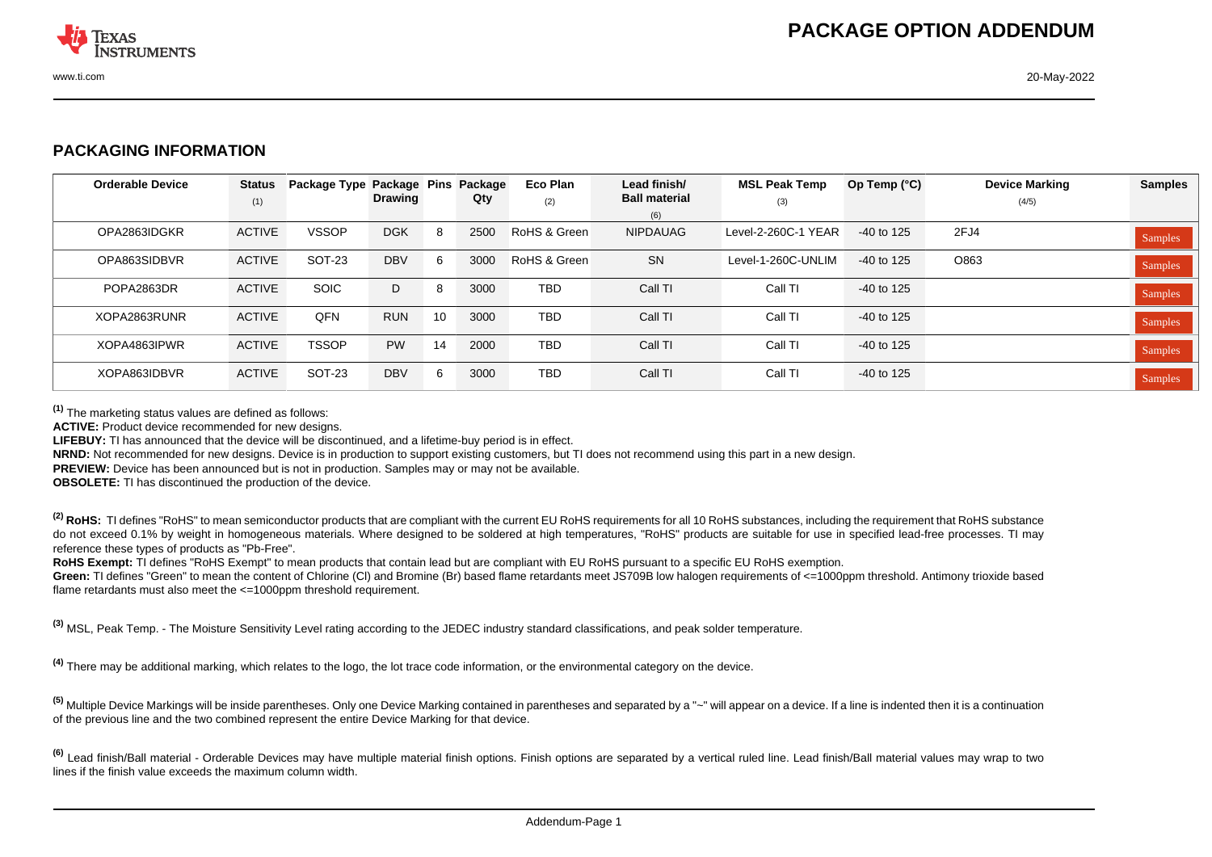# PACKAGE OPTION ADDENDUM

## PACKAGING INFORMATION

| Orderable Device | Status (1) | Package Type | Package Drawing | Pins | Package Qty | Eco Plan (2) | Lead finish/ Ball material (6) | MSL Peak Temp (3) | Op Temp (°C) | Device Marking (4/5) | Samples |
|---|---|---|---|---|---|---|---|---|---|---|---|
| OPA2863IDGKR | ACTIVE | VSSOP | DGK | 8 | 2500 | RoHS & Green | NIPDAUAG | Level-2-260C-1 YEAR | -40 to 125 | 2FJ4 | Samples |
| OPA863SIDBVR | ACTIVE | SOT-23 | DBV | 6 | 3000 | RoHS & Green | SN | Level-1-260C-UNLIM | -40 to 125 | O863 | Samples |
| POPA2863DR | ACTIVE | SOIC | D | 8 | 3000 | TBD | Call TI | Call TI | -40 to 125 | | Samples |
| XOPA2863RUNR | ACTIVE | QFN | RUN | 10 | 3000 | TBD | Call TI | Call TI | -40 to 125 | | Samples |
| XOPA4863IPWR | ACTIVE | TSSOP | PW | 14 | 2000 | TBD | Call TI | Call TI | -40 to 125 | | Samples |
| XOPA863IDBVR | ACTIVE | SOT-23 | DBV | 6 | 3000 | TBD | Call TI | Call TI | -40 to 125 | | Samples |

(1) The marketing status values are defined as follows:

**ACTIVE:** Product device recommended for new designs.

**LIFEBUY:** TI has announced that the device will be discontinued, and a lifetime-buy period is in effect.

**NRND:** Not recommended for new designs. Device is in production to support existing customers, but TI does not recommend using this part in a new design.

**PREVIEW:** Device has been announced but is not in production. Samples may or may not be available.

**OBSOLETE:** TI has discontinued the production of the device.

(2) **RoHS:** TI defines "RoHS" to mean semiconductor products that are compliant with the current EU RoHS requirements for all 10 RoHS substances, including the requirement that RoHS substance do not exceed 0.1% by weight in homogeneous materials. Where designed to be soldered at high temperatures, "RoHS" products are suitable for use in specified lead-free processes. TI may reference these types of products as "Pb-Free".

**RoHS Exempt:** TI defines "RoHS Exempt" to mean products that contain lead but are compliant with EU RoHS pursuant to a specific EU RoHS exemption.

**Green:** TI defines "Green" to mean the content of Chlorine (Cl) and Bromine (Br) based flame retardants meet JS709B low halogen requirements of <=1000ppm threshold. Antimony trioxide based flame retardants must also meet the <=1000ppm threshold requirement.

(3) MSL, Peak Temp. - The Moisture Sensitivity Level rating according to the JEDEC industry standard classifications, and peak solder temperature.

(4) There may be additional marking, which relates to the logo, the lot trace code information, or the environmental category on the device.

(5) Multiple Device Markings will be inside parentheses. Only one Device Marking contained in parentheses and separated by a "~" will appear on a device. If a line is indented then it is a continuation of the previous line and the two combined represent the entire Device Marking for that device.

(6) Lead finish/Ball material - Orderable Devices may have multiple material finish options. Finish options are separated by a vertical ruled line. Lead finish/Ball material values may wrap to two lines if the finish value exceeds the maximum column width.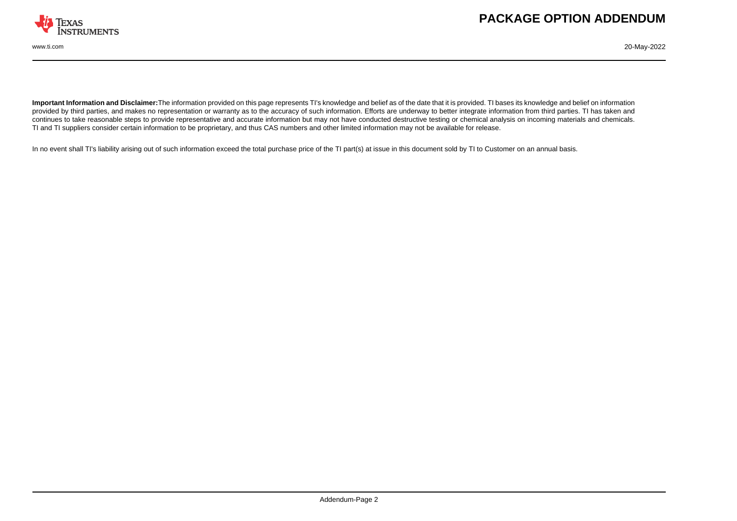**Important Information and Disclaimer:**The information provided on this page represents TI's knowledge and belief as of the date that it is provided. TI bases its knowledge and belief on information provided by third parties, and makes no representation or warranty as to the accuracy of such information. Efforts are underway to better integrate information from third parties. TI has taken and continues to take reasonable steps to provide representative and accurate information but may not have conducted destructive testing or chemical analysis on incoming materials and chemicals. TI and TI suppliers consider certain information to be proprietary, and thus CAS numbers and other limited information may not be available for release.

In no event shall TI's liability arising out of such information exceed the total purchase price of the TI part(s) at issue in this document sold by TI to Customer on an annual basis.